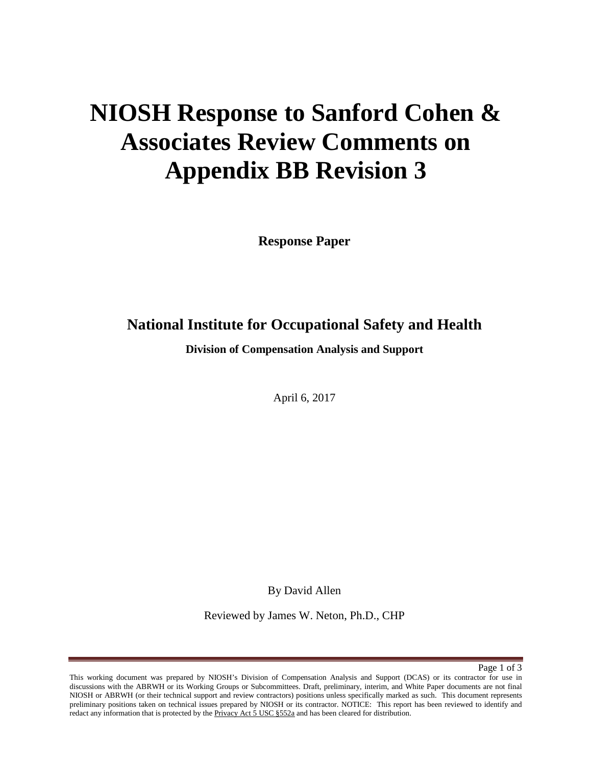# NIOSH Response to Sanford Cohen & Associates Review Comments on Appendix BB Revision 3

**Response Paper**

## National Institute for Occupational Safety and Health

**Division of Compensation Analysis and Support**

April 6, 2017

By David Allen

Reviewed by James W. Neton, Ph.D., CHP

This working document was prepared by NIOSH's Division of Compensation Analysis and Support (DCAS) or its contractor for use in discussions with the ABRWH or its Working Groups or Subcommittees. Draft, preliminary, interim, and White Paper documents are not final NIOSH or ABRWH (or their technical support and review contractors) positions unless specifically marked as such. This document represents preliminary positions taken on technical issues prepared by NIOSH or its contractor. NOTICE: This report has been reviewed to identify and redact any information that is protected by the Privacy Act 5 USC §552a and has been cleared for distribution.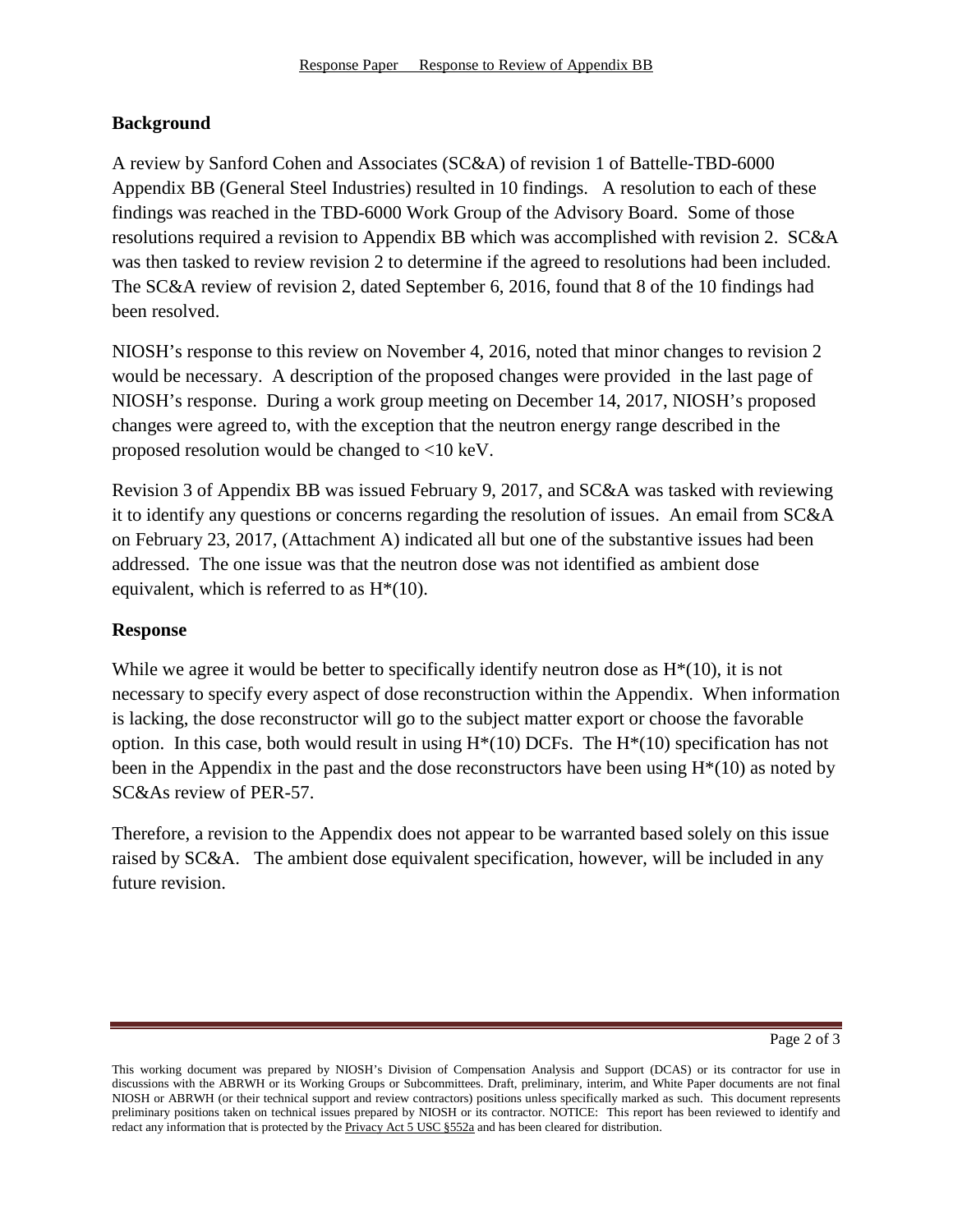## Background

A review by Sanford Cohen and Associates (SC&A) of revision 1 of Battelle-TBD-6000 Appendix BB (General Steel Industries) resulted in 10 findings. A resolution to each of these findings was reached in the TBD-6000 Work Group of the Advisory Board. Some of those resolutions required a revision to Appendix BB which was accomplished with revision 2. SC&A was then tasked to review revision 2 to determine if the agreed to resolutions had been included. The SC&A review of revision 2, dated September 6, 2016, found that 8 of the 10 findings had been resolved.

NIOSH's response to this review on November 4, 2016, noted that minor changes to revision 2 would be necessary. A description of the proposed changes were provided in the last page of NIOSH's response. During a work group meeting on December 14, 2017, NIOSH's proposed changes were agreed to, with the exception that the neutron energy range described in the proposed resolution would be changed to <10 keV.

Revision 3 of Appendix BB was issued February 9, 2017, and SC&A was tasked with reviewing it to identify any questions or concerns regarding the resolution of issues. An email from SC&A on February 23, 2017, (Attachment A) indicated all but one of the substantive issues had been addressed. The one issue was that the neutron dose was not identified as ambient dose equivalent, which is referred to as H*(10).

## Response

While we agree it would be better to specifically identify neutron dose as H*(10), it is not necessary to specify every aspect of dose reconstruction within the Appendix. When information is lacking, the dose reconstructor will go to the subject matter export or choose the favorable option. In this case, both would result in using H*(10) DCFs. The H*(10) specification has not been in the Appendix in the past and the dose reconstructors have been using H*(10) as noted by SC&As review of PER-57.

Therefore, a revision to the Appendix does not appear to be warranted based solely on this issue raised by SC&A. The ambient dose equivalent specification, however, will be included in any future revision.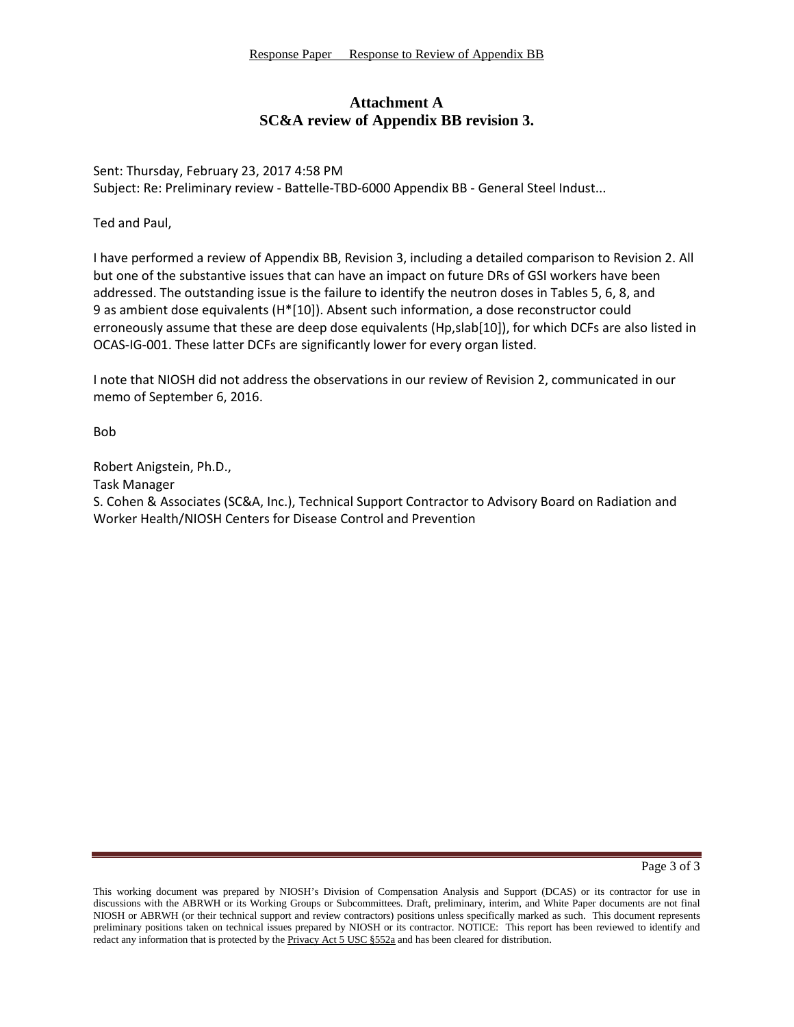# Attachment A
## SC&A review of Appendix BB revision 3.

Sent: Thursday, February 23, 2017 4:58 PM
Subject: Re: Preliminary review - Battelle-TBD-6000 Appendix BB - General Steel Indust...

Ted and Paul,

I have performed a review of Appendix BB, Revision 3, including a detailed comparison to Revision 2. All but one of the substantive issues that can have an impact on future DRs of GSI workers have been addressed. The outstanding issue is the failure to identify the neutron doses in Tables 5, 6, 8, and 9 as ambient dose equivalents (H*[10]). Absent such information, a dose reconstructor could erroneously assume that these are deep dose equivalents (Hp,slab[10]), for which DCFs are also listed in OCAS-IG-001. These latter DCFs are significantly lower for every organ listed.

I note that NIOSH did not address the observations in our review of Revision 2, communicated in our memo of September 6, 2016.

Bob

Robert Anigstein, Ph.D.,
Task Manager
S. Cohen & Associates (SC&A, Inc.), Technical Support Contractor to Advisory Board on Radiation and Worker Health/NIOSH Centers for Disease Control and Prevention